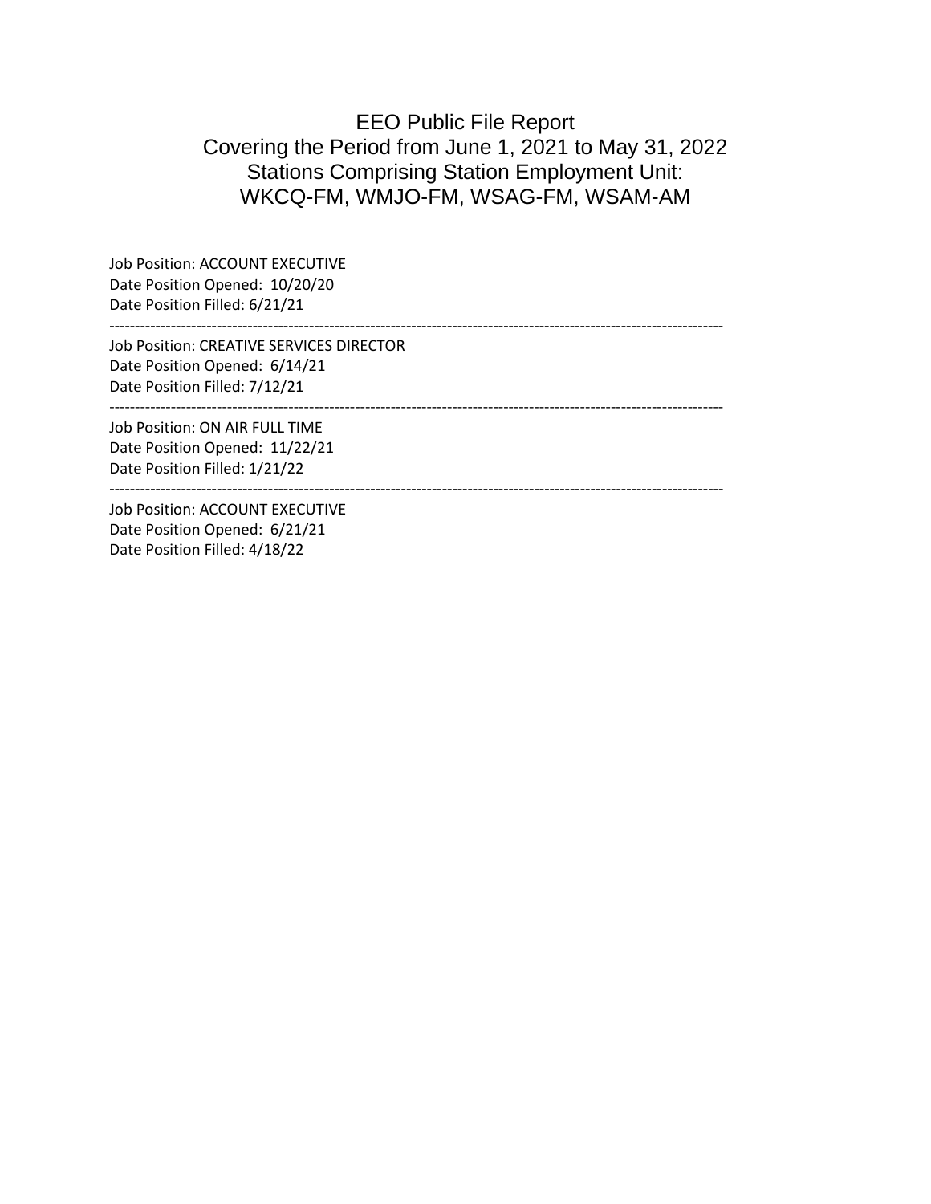# EEO Public File Report

Covering the Period from June 1, 2021 to May 31, 2022
Stations Comprising Station Employment Unit:
WKCQ-FM, WMJO-FM, WSAG-FM, WSAM-AM

Job Position: ACCOUNT EXECUTIVE
Date Position Opened: 10/20/20
Date Position Filled: 6/21/21

---

Job Position: CREATIVE SERVICES DIRECTOR
Date Position Opened: 6/14/21
Date Position Filled: 7/12/21

---

Job Position: ON AIR FULL TIME
Date Position Opened: 11/22/21
Date Position Filled: 1/21/22

---

Job Position: ACCOUNT EXECUTIVE
Date Position Opened: 6/21/21
Date Position Filled: 4/18/22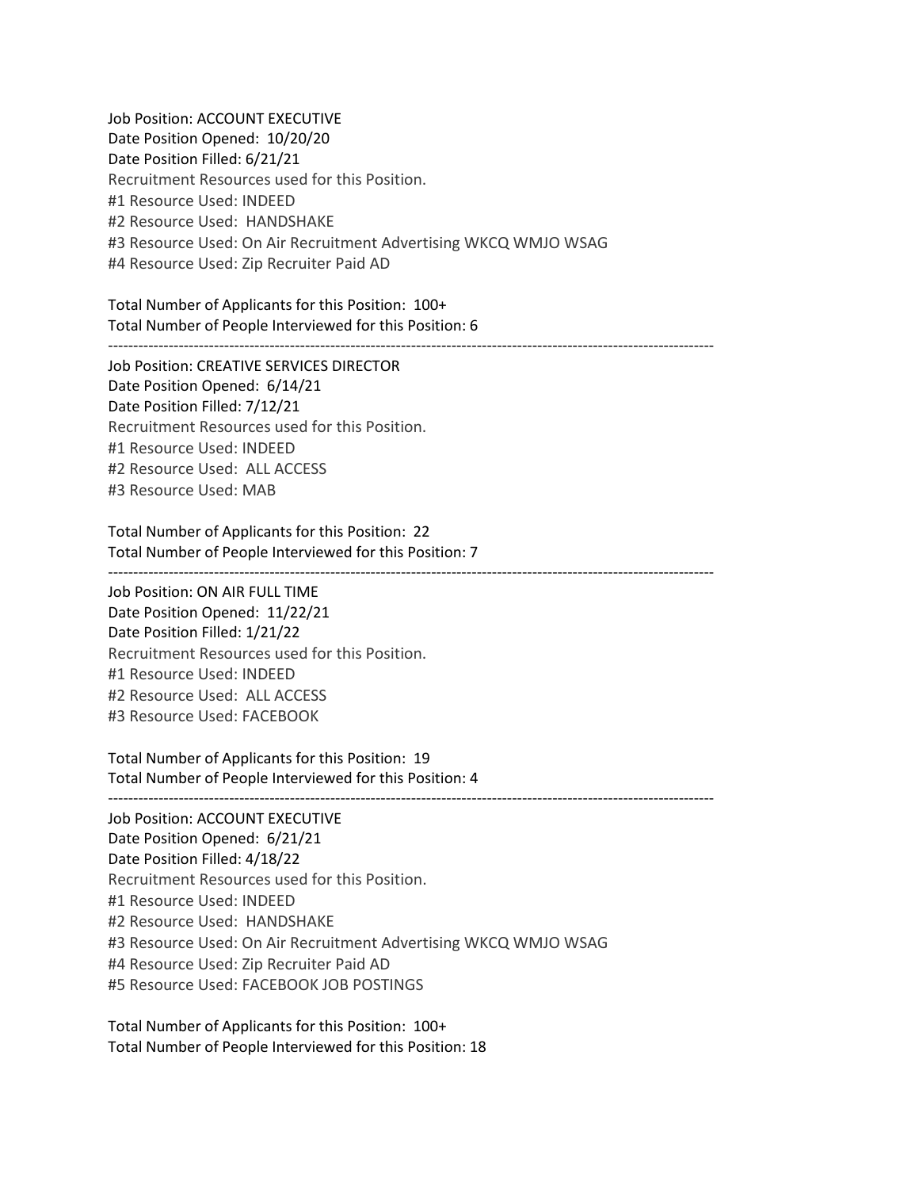Job Position: ACCOUNT EXECUTIVE
Date Position Opened: 10/20/20
Date Position Filled: 6/21/21
Recruitment Resources used for this Position.
#1 Resource Used: INDEED
#2 Resource Used: HANDSHAKE
#3 Resource Used: On Air Recruitment Advertising WKCQ WMJO WSAG
#4 Resource Used: Zip Recruiter Paid AD

Total Number of Applicants for this Position: 100+
Total Number of People Interviewed for this Position: 6

---

Job Position: CREATIVE SERVICES DIRECTOR
Date Position Opened: 6/14/21
Date Position Filled: 7/12/21
Recruitment Resources used for this Position.
#1 Resource Used: INDEED
#2 Resource Used: ALL ACCESS
#3 Resource Used: MAB

Total Number of Applicants for this Position: 22
Total Number of People Interviewed for this Position: 7

---

Job Position: ON AIR FULL TIME
Date Position Opened: 11/22/21
Date Position Filled: 1/21/22
Recruitment Resources used for this Position.
#1 Resource Used: INDEED
#2 Resource Used: ALL ACCESS
#3 Resource Used: FACEBOOK

Total Number of Applicants for this Position: 19
Total Number of People Interviewed for this Position: 4

---

Job Position: ACCOUNT EXECUTIVE
Date Position Opened: 6/21/21
Date Position Filled: 4/18/22
Recruitment Resources used for this Position.
#1 Resource Used: INDEED
#2 Resource Used: HANDSHAKE
#3 Resource Used: On Air Recruitment Advertising WKCQ WMJO WSAG
#4 Resource Used: Zip Recruiter Paid AD
#5 Resource Used: FACEBOOK JOB POSTINGS

Total Number of Applicants for this Position: 100+
Total Number of People Interviewed for this Position: 18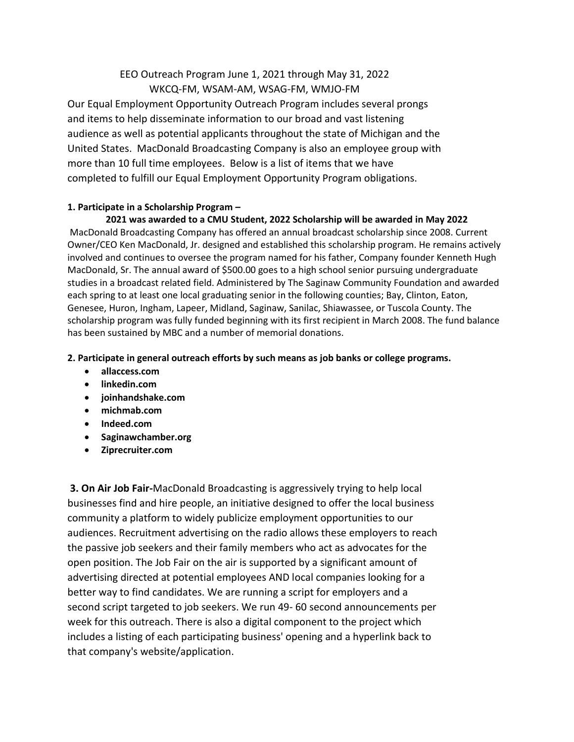EEO Outreach Program June 1, 2021 through May 31, 2022
WKCQ-FM, WSAM-AM, WSAG-FM, WMJO-FM

Our Equal Employment Opportunity Outreach Program includes several prongs and items to help disseminate information to our broad and vast listening audience as well as potential applicants throughout the state of Michigan and the United States. MacDonald Broadcasting Company is also an employee group with more than 10 full time employees. Below is a list of items that we have completed to fulfill our Equal Employment Opportunity Program obligations.

**1. Participate in a Scholarship Program –**

**2021 was awarded to a CMU Student, 2022 Scholarship will be awarded in May 2022**

MacDonald Broadcasting Company has offered an annual broadcast scholarship since 2008. Current Owner/CEO Ken MacDonald, Jr. designed and established this scholarship program. He remains actively involved and continues to oversee the program named for his father, Company founder Kenneth Hugh MacDonald, Sr. The annual award of $500.00 goes to a high school senior pursuing undergraduate studies in a broadcast related field. Administered by The Saginaw Community Foundation and awarded each spring to at least one local graduating senior in the following counties; Bay, Clinton, Eaton, Genesee, Huron, Ingham, Lapeer, Midland, Saginaw, Sanilac, Shiawassee, or Tuscola County. The scholarship program was fully funded beginning with its first recipient in March 2008. The fund balance has been sustained by MBC and a number of memorial donations.

**2. Participate in general outreach efforts by such means as job banks or college programs.**

- **allaccess.com**
- **linkedin.com**
- **joinhandshake.com**
- **michmab.com**
- **Indeed.com**
- **Saginawchamber.org**
- **Ziprecruiter.com**

**3. On Air Job Fair-**MacDonald Broadcasting is aggressively trying to help local businesses find and hire people, an initiative designed to offer the local business community a platform to widely publicize employment opportunities to our audiences. Recruitment advertising on the radio allows these employers to reach the passive job seekers and their family members who act as advocates for the open position. The Job Fair on the air is supported by a significant amount of advertising directed at potential employees AND local companies looking for a better way to find candidates. We are running a script for employers and a second script targeted to job seekers. We run 49- 60 second announcements per week for this outreach. There is also a digital component to the project which includes a listing of each participating business' opening and a hyperlink back to that company's website/application.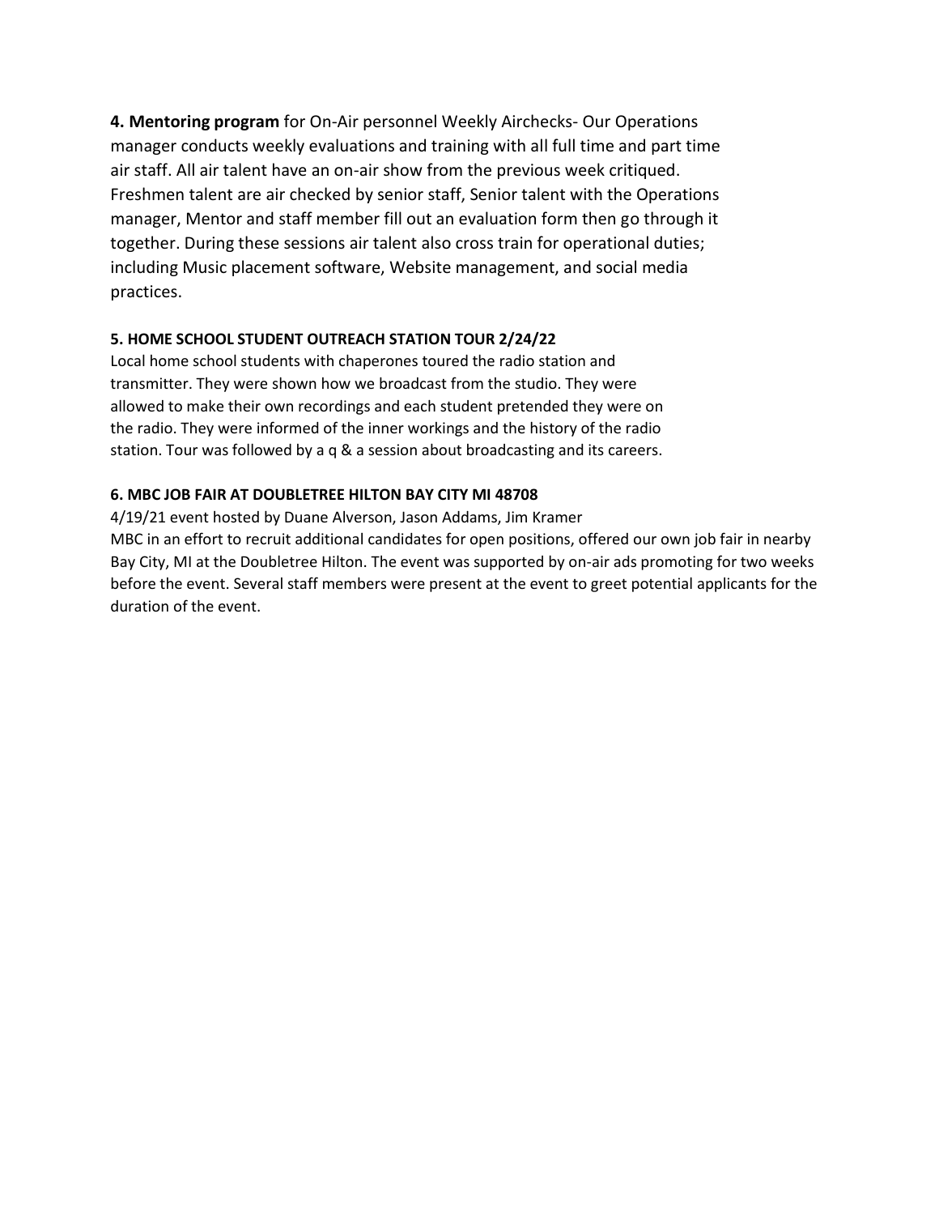**4. Mentoring program** for On-Air personnel Weekly Airchecks- Our Operations manager conducts weekly evaluations and training with all full time and part time air staff. All air talent have an on-air show from the previous week critiqued. Freshmen talent are air checked by senior staff, Senior talent with the Operations manager, Mentor and staff member fill out an evaluation form then go through it together. During these sessions air talent also cross train for operational duties; including Music placement software, Website management, and social media practices.

**5. HOME SCHOOL STUDENT OUTREACH STATION TOUR 2/24/22**

Local home school students with chaperones toured the radio station and transmitter. They were shown how we broadcast from the studio. They were allowed to make their own recordings and each student pretended they were on the radio. They were informed of the inner workings and the history of the radio station. Tour was followed by a q & a session about broadcasting and its careers.

**6. MBC JOB FAIR AT DOUBLETREE HILTON BAY CITY MI 48708**

4/19/21 event hosted by Duane Alverson, Jason Addams, Jim Kramer

MBC in an effort to recruit additional candidates for open positions, offered our own job fair in nearby Bay City, MI at the Doubletree Hilton. The event was supported by on-air ads promoting for two weeks before the event. Several staff members were present at the event to greet potential applicants for the duration of the event.